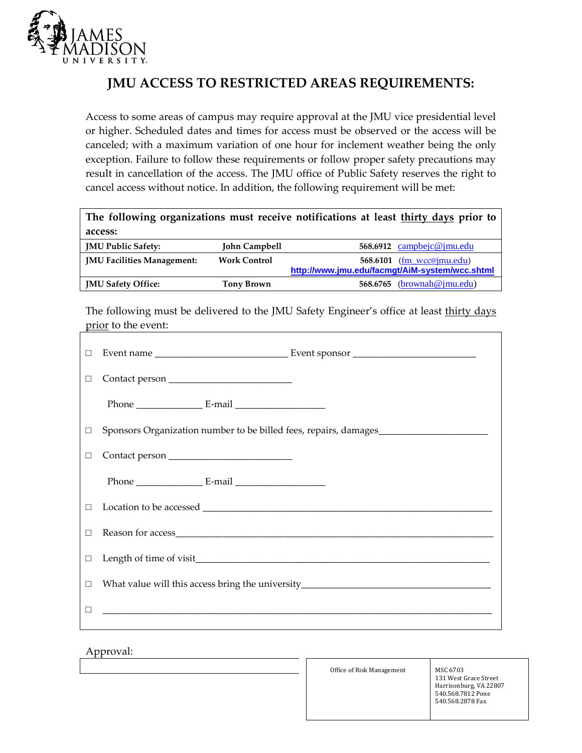JAMES MADISON UNIVERSITY

# JMU ACCESS TO RESTRICTED AREAS REQUIREMENTS:

Access to some areas of campus may require approval at the JMU vice presidential level or higher. Scheduled dates and times for access must be observed or the access will be canceled; with a maximum variation of one hour for inclement weather being the only exception. Failure to follow these requirements or follow proper safety precautions may result in cancellation of the access. The JMU office of Public Safety reserves the right to cancel access without notice. In addition, the following requirement will be met:

| **The following organizations must receive notifications at least <u>thirty days</u> prior to access:** | | |
|---|---|---|
| **JMU Public Safety:** | **John Campbell** | **568.6912** campbejc@jmu.edu |
| **JMU Facilities Management:** | **Work Control** | **568.6101** (fm_wcc@jmu.edu) **http://www.jmu.edu/facmgt/AiM-system/wcc.shtml** |
| **JMU Safety Office:** | **Tony Brown** | **568.6765** (brownah@jmu.edu) |

The following must be delivered to the JMU Safety Engineer's office at least <u>thirty days prior</u> to the event:

- ☐ Event name ___________________________ Event sponsor _________________________
- ☐ Contact person _________________________

  Phone ______________ E-mail ___________________
- ☐ Sponsors Organization number to be billed fees, repairs, damages______________________
- ☐ Contact person _________________________

  Phone ______________ E-mail ___________________
- ☐ Location to be accessed ___________________________________________________________
- ☐ Reason for access_________________________________________________________________
- ☐ Length of time of visit_____________________________________________________________
- ☐ What value will this access bring the university_______________________________________
- ☐ ________________________________________________________________________________

Approval:

_____________________________________________

Office of Risk Management

MSC 6703
131 West Grace Street
Harrisonburg, VA 22807
540.568.7812 Pone
540.568.2878 Fax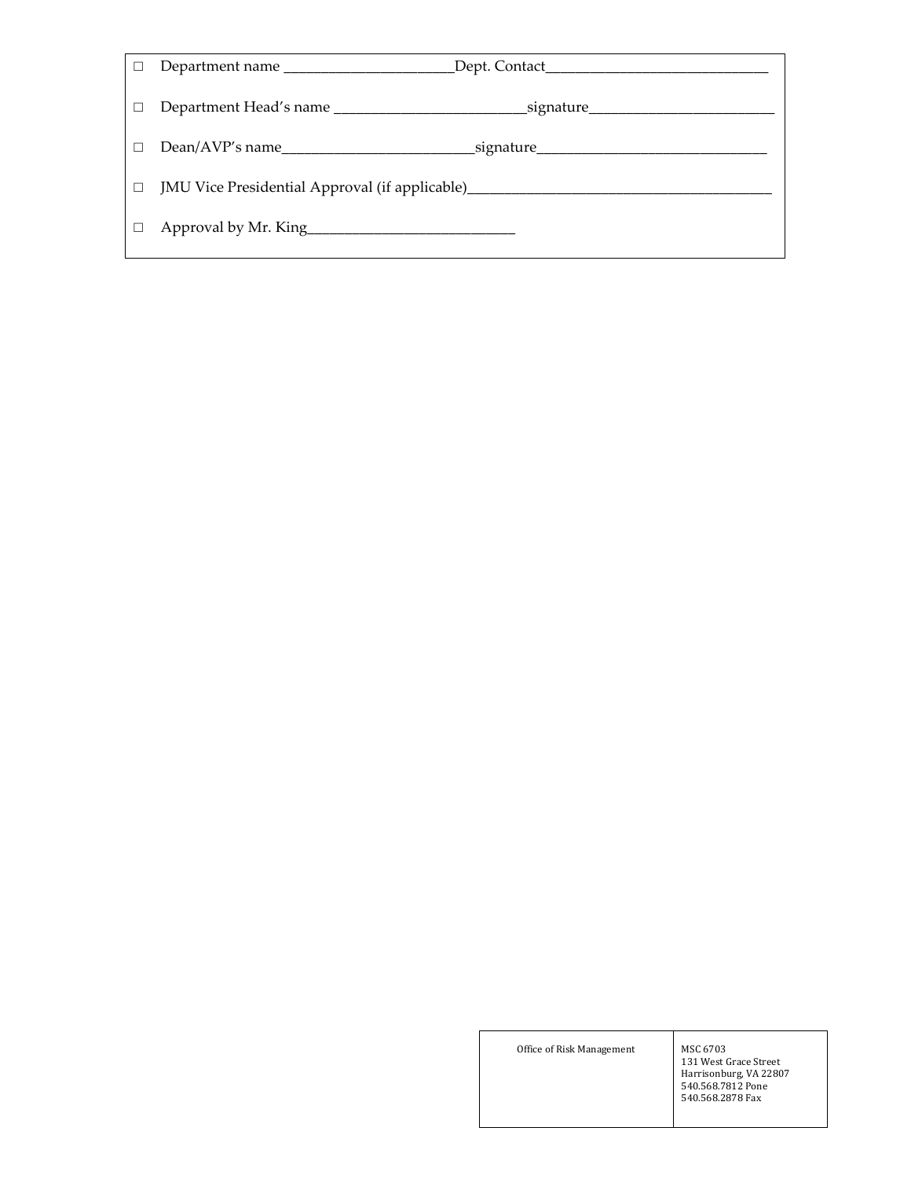☐ Department name \_\_\_\_\_\_\_\_\_\_\_\_\_\_\_\_\_\_\_\_\_\_\_\_Dept. Contact\_\_\_\_\_\_\_\_\_\_\_\_\_\_\_\_\_\_\_\_\_\_\_\_\_\_\_\_\_\_\_

☐ Department Head's name \_\_\_\_\_\_\_\_\_\_\_\_\_\_\_\_\_\_\_\_\_\_\_\_\_\_\_signature\_\_\_\_\_\_\_\_\_\_\_\_\_\_\_\_\_\_\_\_\_\_\_\_\_\_

☐ Dean/AVP's name\_\_\_\_\_\_\_\_\_\_\_\_\_\_\_\_\_\_\_\_\_\_\_\_\_\_\_signature\_\_\_\_\_\_\_\_\_\_\_\_\_\_\_\_\_\_\_\_\_\_\_\_\_\_\_\_\_\_\_\_

☐ JMU Vice Presidential Approval (if applicable)\_\_\_\_\_\_\_\_\_\_\_\_\_\_\_\_\_\_\_\_\_\_\_\_\_\_\_\_\_\_\_\_\_\_\_\_\_\_\_\_\_\_\_

☐ Approval by Mr. King\_\_\_\_\_\_\_\_\_\_\_\_\_\_\_\_\_\_\_\_\_\_\_\_\_\_\_\_\_

| | |
|---|---|
| Office of Risk Management | MSC 6703<br>131 West Grace Street<br>Harrisonburg, VA 22807<br>540.568.7812 Pone<br>540.568.2878 Fax |